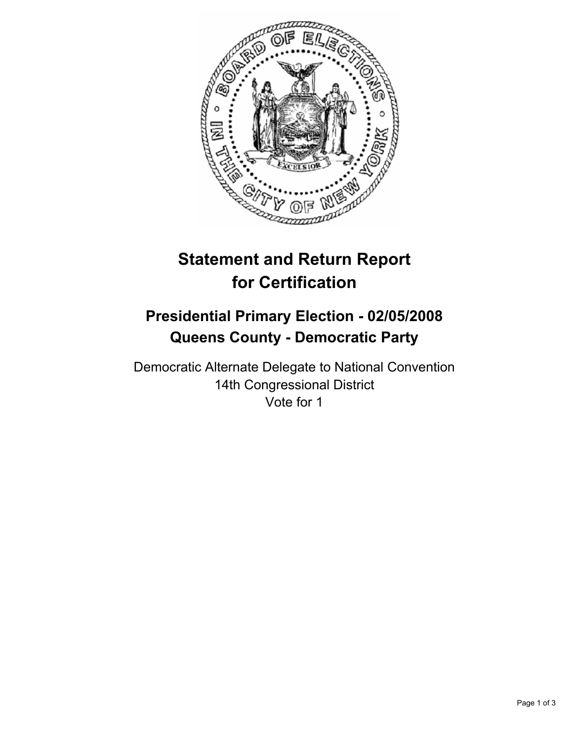# Statement and Return Report for Certification

## Presidential Primary Election - 02/05/2008
## Queens County - Democratic Party

Democratic Alternate Delegate to National Convention
14th Congressional District
Vote for 1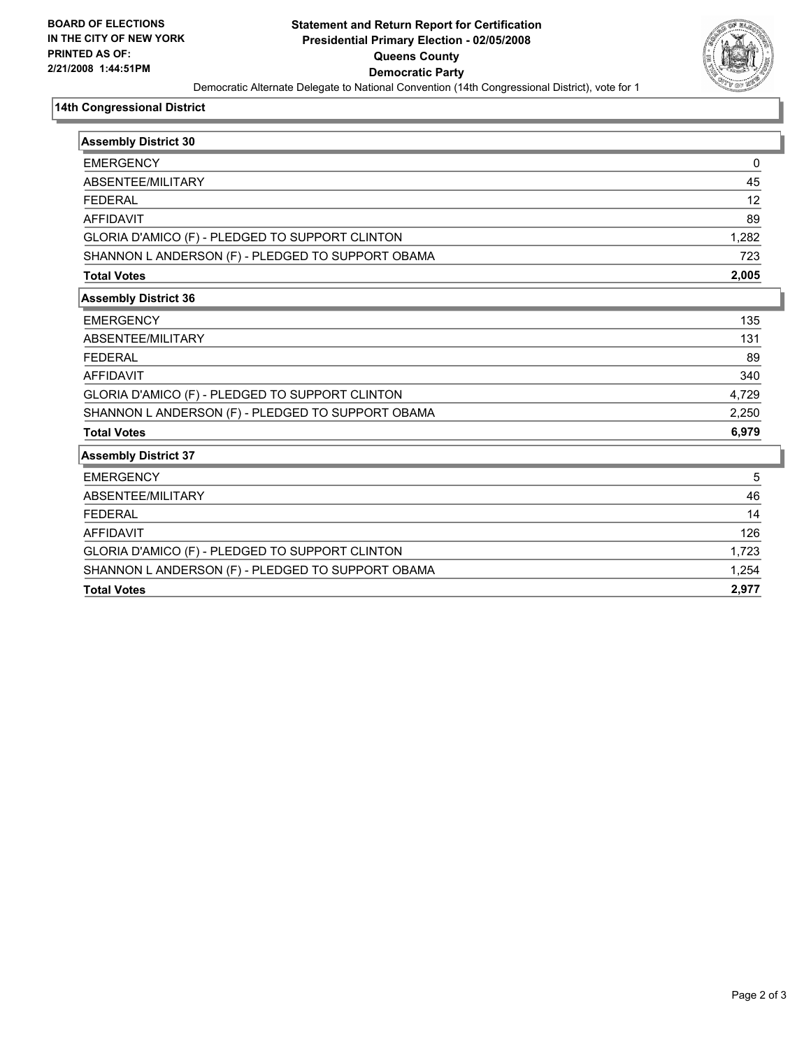**BOARD OF ELECTIONS IN THE CITY OF NEW YORK**
**PRINTED AS OF: 2/21/2008 1:44:51PM**

# Statement and Return Report for Certification
## Presidential Primary Election - 02/05/2008
## Queens County
## Democratic Party

Democratic Alternate Delegate to National Convention (14th Congressional District), vote for 1

### 14th Congressional District

| Assembly District 30 | |
|---|---|
| EMERGENCY | 0 |
| ABSENTEE/MILITARY | 45 |
| FEDERAL | 12 |
| AFFIDAVIT | 89 |
| GLORIA D'AMICO (F) - PLEDGED TO SUPPORT CLINTON | 1,282 |
| SHANNON L ANDERSON (F) - PLEDGED TO SUPPORT OBAMA | 723 |
| **Total Votes** | **2,005** |

| Assembly District 36 | |
|---|---|
| EMERGENCY | 135 |
| ABSENTEE/MILITARY | 131 |
| FEDERAL | 89 |
| AFFIDAVIT | 340 |
| GLORIA D'AMICO (F) - PLEDGED TO SUPPORT CLINTON | 4,729 |
| SHANNON L ANDERSON (F) - PLEDGED TO SUPPORT OBAMA | 2,250 |
| **Total Votes** | **6,979** |

| Assembly District 37 | |
|---|---|
| EMERGENCY | 5 |
| ABSENTEE/MILITARY | 46 |
| FEDERAL | 14 |
| AFFIDAVIT | 126 |
| GLORIA D'AMICO (F) - PLEDGED TO SUPPORT CLINTON | 1,723 |
| SHANNON L ANDERSON (F) - PLEDGED TO SUPPORT OBAMA | 1,254 |
| **Total Votes** | **2,977** |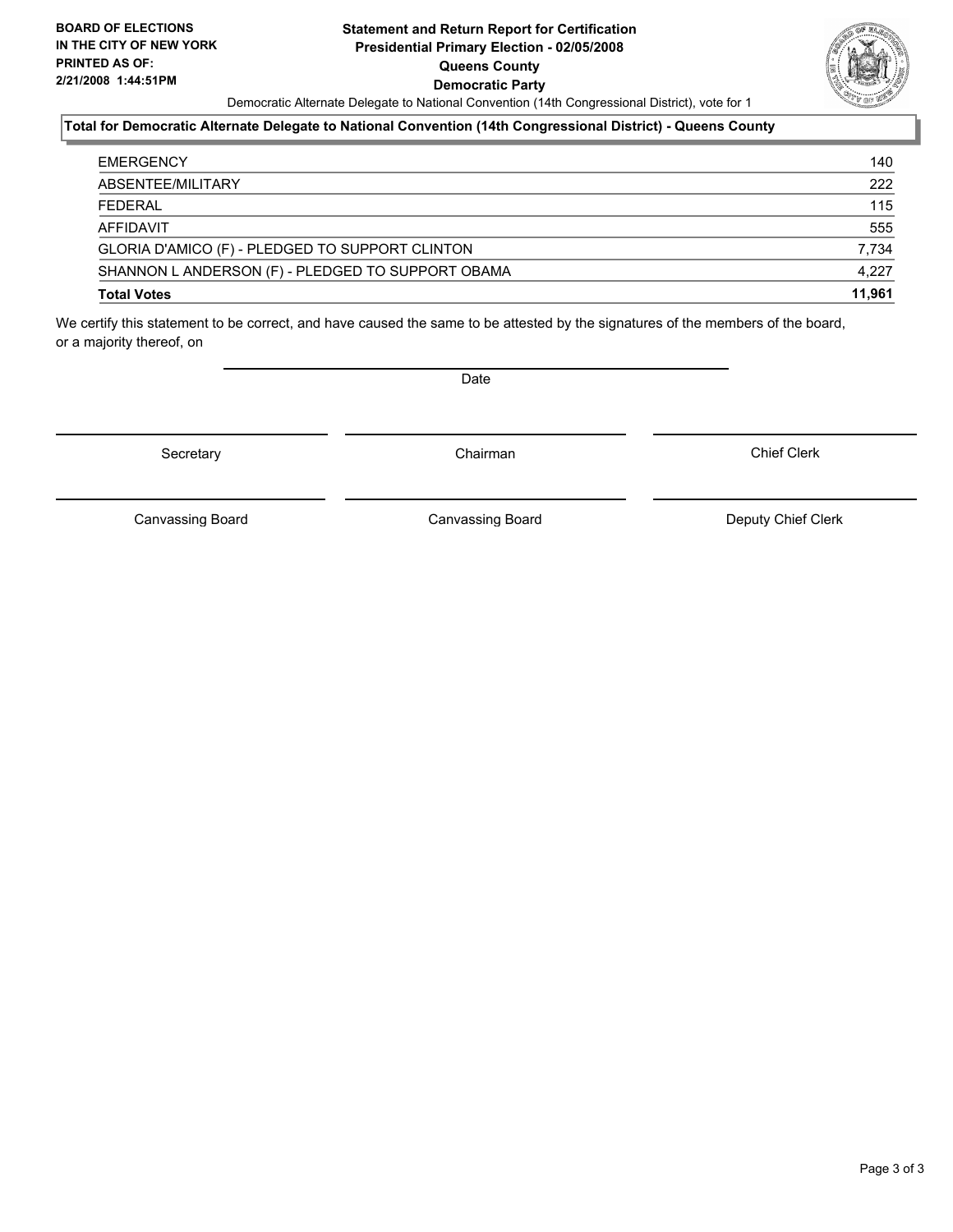**BOARD OF ELECTIONS IN THE CITY OF NEW YORK**
**PRINTED AS OF:**
**2/21/2008 1:44:51PM**

# Statement and Return Report for Certification
## Presidential Primary Election - 02/05/2008
## Queens County
## Democratic Party

Democratic Alternate Delegate to National Convention (14th Congressional District), vote for 1

**Total for Democratic Alternate Delegate to National Convention (14th Congressional District) - Queens County**

| | |
|---|---|
| EMERGENCY | 140 |
| ABSENTEE/MILITARY | 222 |
| FEDERAL | 115 |
| AFFIDAVIT | 555 |
| GLORIA D'AMICO (F) - PLEDGED TO SUPPORT CLINTON | 7,734 |
| SHANNON L ANDERSON (F) - PLEDGED TO SUPPORT OBAMA | 4,227 |
| **Total Votes** | **11,961** |

We certify this statement to be correct, and have caused the same to be attested by the signatures of the members of the board, or a majority thereof, on

Date

Secretary

Chairman

Chief Clerk

Canvassing Board

Canvassing Board

Deputy Chief Clerk